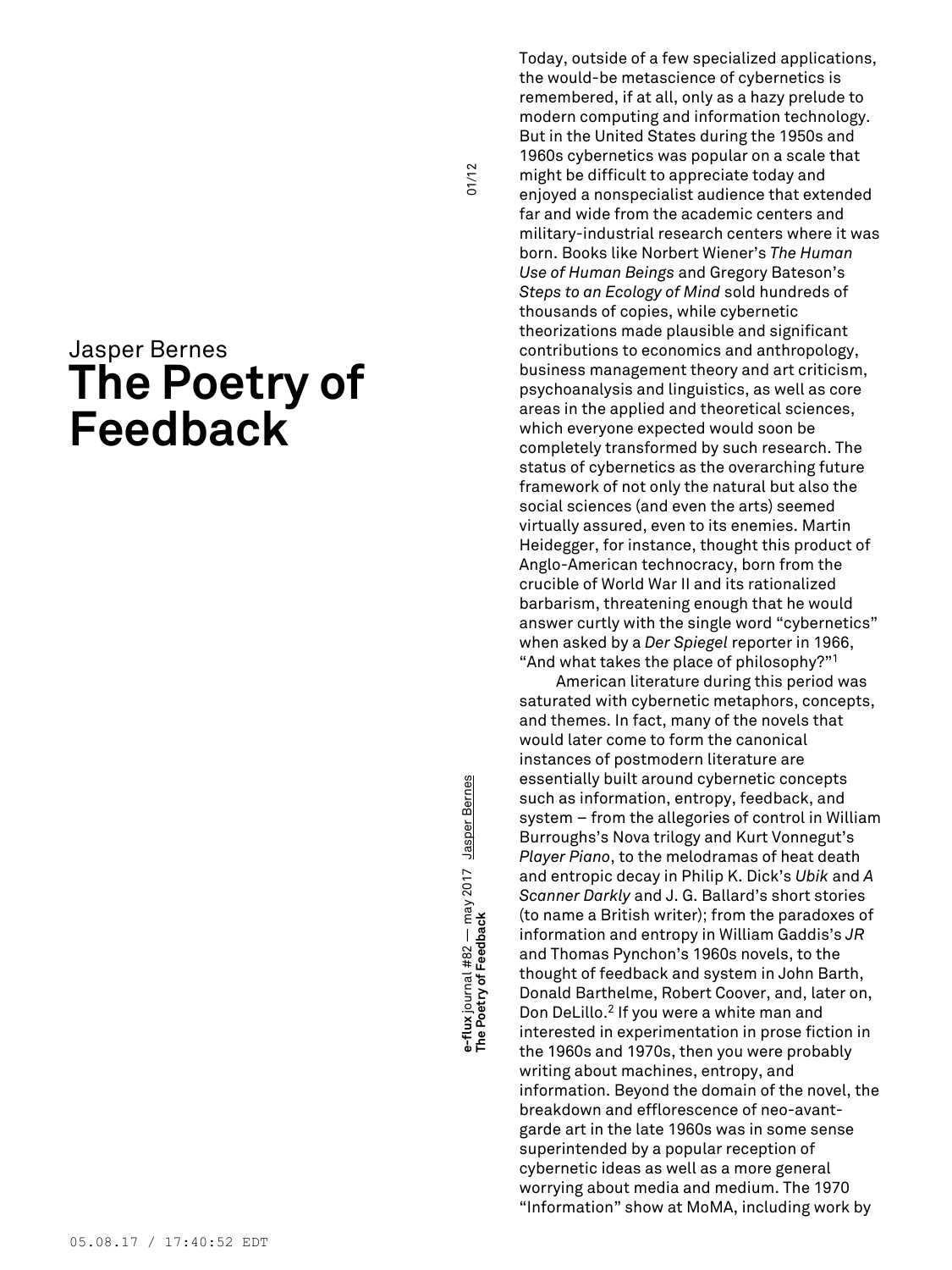Jasper Bernes

# The Poetry of Feedback

Today, outside of a few specialized applications, the would-be metascience of cybernetics is remembered, if at all, only as a hazy prelude to modern computing and information technology. But in the United States during the 1950s and 1960s cybernetics was popular on a scale that might be difficult to appreciate today and enjoyed a nonspecialist audience that extended far and wide from the academic centers and military-industrial research centers where it was born. Books like Norbert Wiener's *The Human Use of Human Beings* and Gregory Bateson's *Steps to an Ecology of Mind* sold hundreds of thousands of copies, while cybernetic theorizations made plausible and significant contributions to economics and anthropology, business management theory and art criticism, psychoanalysis and linguistics, as well as core areas in the applied and theoretical sciences, which everyone expected would soon be completely transformed by such research. The status of cybernetics as the overarching future framework of not only the natural but also the social sciences (and even the arts) seemed virtually assured, even to its enemies. Martin Heidegger, for instance, thought this product of Anglo-American technocracy, born from the crucible of World War II and its rationalized barbarism, threatening enough that he would answer curtly with the single word "cybernetics" when asked by a *Der Spiegel* reporter in 1966, "And what takes the place of philosophy?"[1]

American literature during this period was saturated with cybernetic metaphors, concepts, and themes. In fact, many of the novels that would later come to form the canonical instances of postmodern literature are essentially built around cybernetic concepts such as information, entropy, feedback, and system – from the allegories of control in William Burroughs's Nova trilogy and Kurt Vonnegut's *Player Piano*, to the melodramas of heat death and entropic decay in Philip K. Dick's *Ubik* and *A Scanner Darkly* and J. G. Ballard's short stories (to name a British writer); from the paradoxes of information and entropy in William Gaddis's *JR* and Thomas Pynchon's 1960s novels, to the thought of feedback and system in John Barth, Donald Barthelme, Robert Coover, and, later on, Don DeLillo.[2] If you were a white man and interested in experimentation in prose fiction in the 1960s and 1970s, then you were probably writing about machines, entropy, and information. Beyond the domain of the novel, the breakdown and efflorescence of neo-avant-garde art in the late 1960s was in some sense superintended by a popular reception of cybernetic ideas as well as a more general worrying about media and medium. The 1970 "Information" show at MoMA, including work by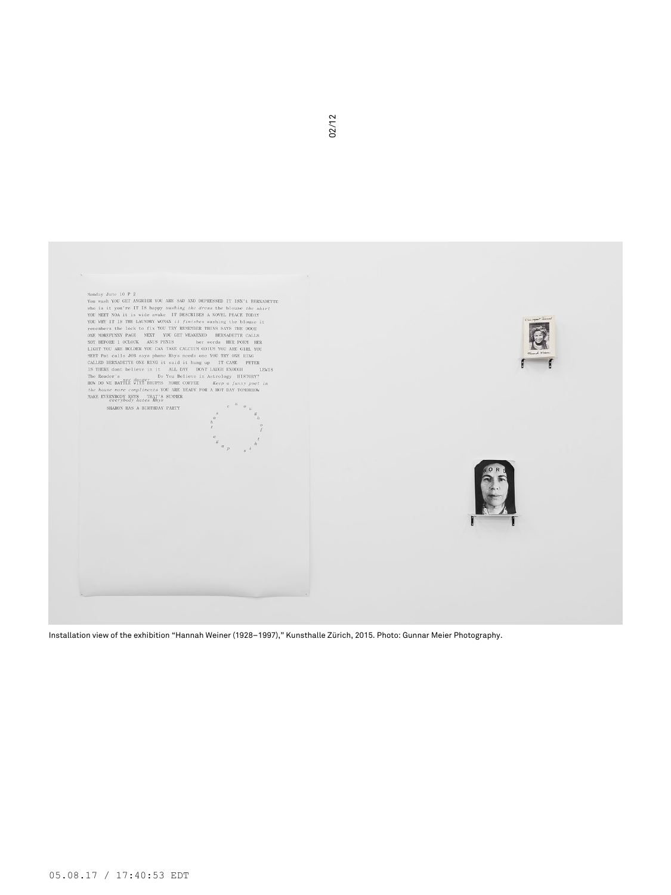Installation view of the exhibition “Hannah Weiner (1928–1997),” Kunsthalle Zürich, 2015. Photo: Gunnar Meier Photography.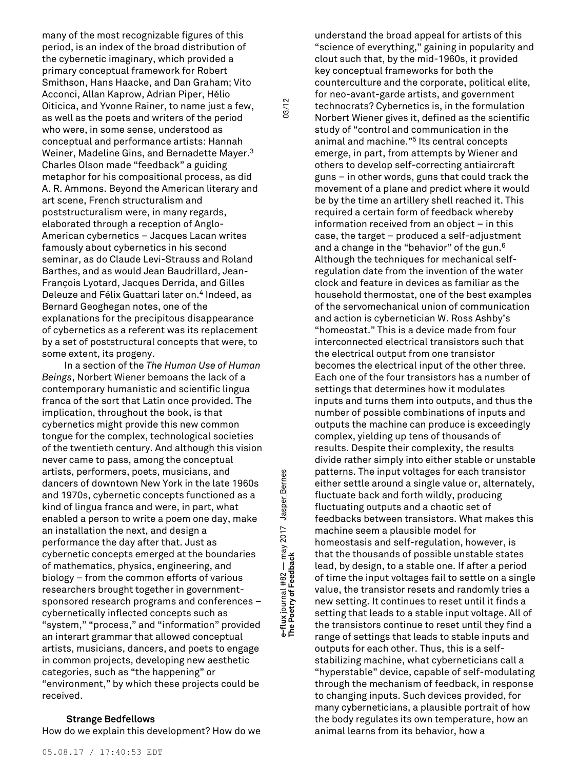many of the most recognizable figures of this period, is an index of the broad distribution of the cybernetic imaginary, which provided a primary conceptual framework for Robert Smithson, Hans Haacke, and Dan Graham; Vito Acconci, Allan Kaprow, Adrian Piper, Hélio Oiticica, and Yvonne Rainer, to name just a few, as well as the poets and writers of the period who were, in some sense, understood as conceptual and performance artists: Hannah Weiner, Madeline Gins, and Bernadette Mayer.[3] Charles Olson made "feedback" a guiding metaphor for his compositional process, as did A. R. Ammons. Beyond the American literary and art scene, French structuralism and poststructuralism were, in many regards, elaborated through a reception of Anglo-American cybernetics – Jacques Lacan writes famously about cybernetics in his second seminar, as do Claude Levi-Strauss and Roland Barthes, and as would Jean Baudrillard, Jean-François Lyotard, Jacques Derrida, and Gilles Deleuze and Félix Guattari later on.[4] Indeed, as Bernard Geoghegan notes, one of the explanations for the precipitous disappearance of cybernetics as a referent was its replacement by a set of poststructural concepts that were, to some extent, its progeny.

In a section of the *The Human Use of Human Beings*, Norbert Wiener bemoans the lack of a contemporary humanistic and scientific lingua franca of the sort that Latin once provided. The implication, throughout the book, is that cybernetics might provide this new common tongue for the complex, technological societies of the twentieth century. And although this vision never came to pass, among the conceptual artists, performers, poets, musicians, and dancers of downtown New York in the late 1960s and 1970s, cybernetic concepts functioned as a kind of lingua franca and were, in part, what enabled a person to write a poem one day, make an installation the next, and design a performance the day after that. Just as cybernetic concepts emerged at the boundaries of mathematics, physics, engineering, and biology – from the common efforts of various researchers brought together in government-sponsored research programs and conferences – cybernetically inflected concepts such as "system," "process," and "information" provided an interart grammar that allowed conceptual artists, musicians, dancers, and poets to engage in common projects, developing new aesthetic categories, such as "the happening" or "environment," by which these projects could be received.

### Strange Bedfellows

How do we explain this development? How do we understand the broad appeal for artists of this "science of everything," gaining in popularity and clout such that, by the mid-1960s, it provided key conceptual frameworks for both the counterculture and the corporate, political elite, for neo-avant-garde artists, and government technocrats? Cybernetics is, in the formulation Norbert Wiener gives it, defined as the scientific study of "control and communication in the animal and machine."[5] Its central concepts emerge, in part, from attempts by Wiener and others to develop self-correcting antiaircraft guns – in other words, guns that could track the movement of a plane and predict where it would be by the time an artillery shell reached it. This required a certain form of feedback whereby information received from an object – in this case, the target – produced a self-adjustment and a change in the "behavior" of the gun.[6] Although the techniques for mechanical self-regulation date from the invention of the water clock and feature in devices as familiar as the household thermostat, one of the best examples of the servomechanical union of communication and action is cybernetician W. Ross Ashby's "homeostat." This is a device made from four interconnected electrical transistors such that the electrical output from one transistor becomes the electrical input of the other three. Each one of the four transistors has a number of settings that determines how it modulates inputs and turns them into outputs, and thus the number of possible combinations of inputs and outputs the machine can produce is exceedingly complex, yielding up tens of thousands of results. Despite their complexity, the results divide rather simply into either stable or unstable patterns. The input voltages for each transistor either settle around a single value or, alternately, fluctuate back and forth wildly, producing fluctuating outputs and a chaotic set of feedbacks between transistors. What makes this machine seem a plausible model for homeostasis and self-regulation, however, is that the thousands of possible unstable states lead, by design, to a stable one. If after a period of time the input voltages fail to settle on a single value, the transistor resets and randomly tries a new setting. It continues to reset until it finds a setting that leads to a stable input voltage. All of the transistors continue to reset until they find a range of settings that leads to stable inputs and outputs for each other. Thus, this is a self-stabilizing machine, what cyberneticians call a "hyperstable" device, capable of self-modulating through the mechanism of feedback, in response to changing inputs. Such devices provided, for many cyberneticians, a plausible portrait of how the body regulates its own temperature, how an animal learns from its behavior, how a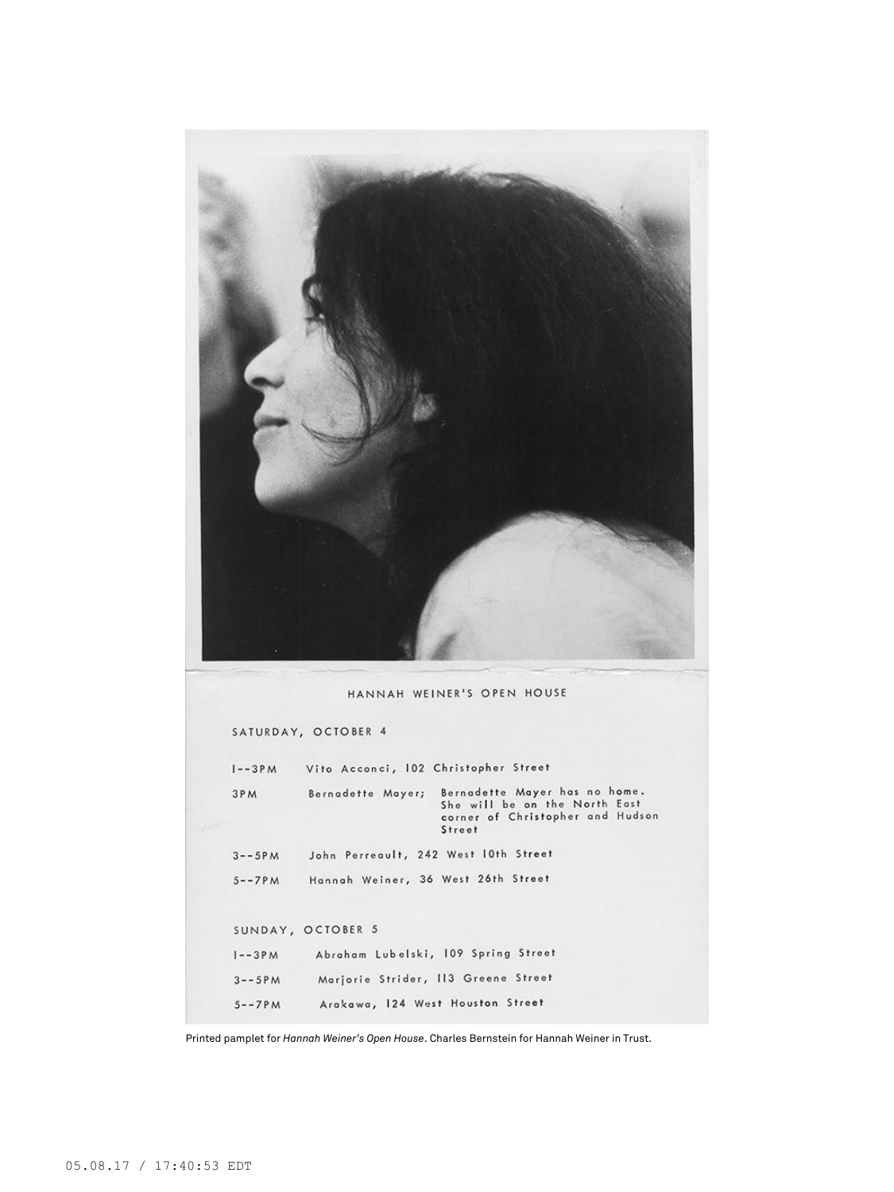HANNAH WEINER'S OPEN HOUSE

SATURDAY, OCTOBER 4

| | |
|---|---|
| 1--3PM | Vito Acconci, 102 Christopher Street |
| 3PM | Bernadette Mayer; Bernadette Mayer has no home. She will be on the North East corner of Christopher and Hudson Street |
| 3--5PM | John Perreault, 242 West 10th Street |
| 5--7PM | Hannah Weiner, 36 West 26th Street |

SUNDAY, OCTOBER 5

| | |
|---|---|
| 1--3PM | Abraham Lubelski, 109 Spring Street |
| 3--5PM | Marjorie Strider, 113 Greene Street |
| 5--7PM | Arakawa, 124 West Houston Street |

Printed pamplet for *Hannah Weiner's Open House*. Charles Bernstein for Hannah Weiner in Trust.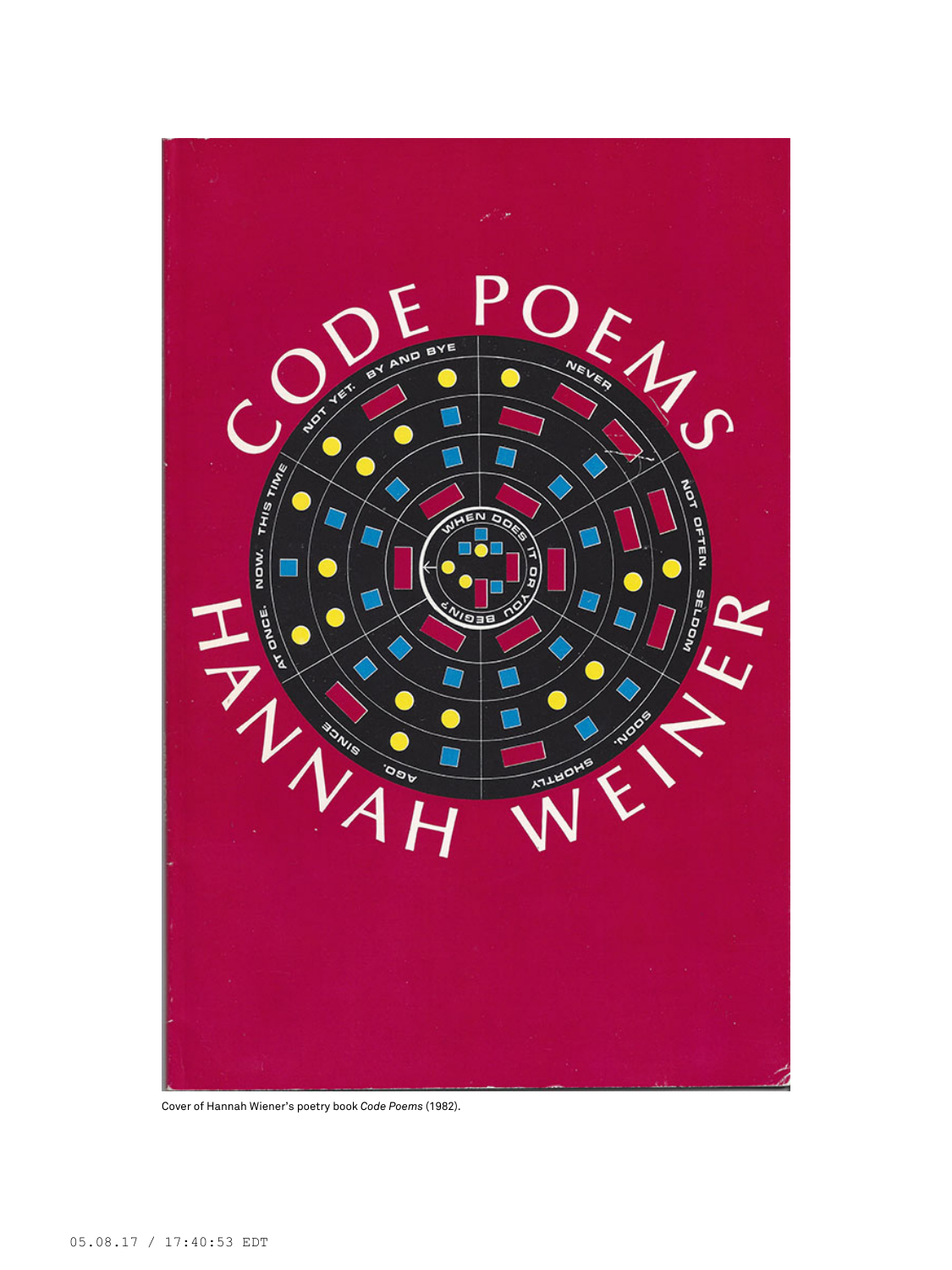Cover of Hannah Wiener's poetry book *Code Poems* (1982).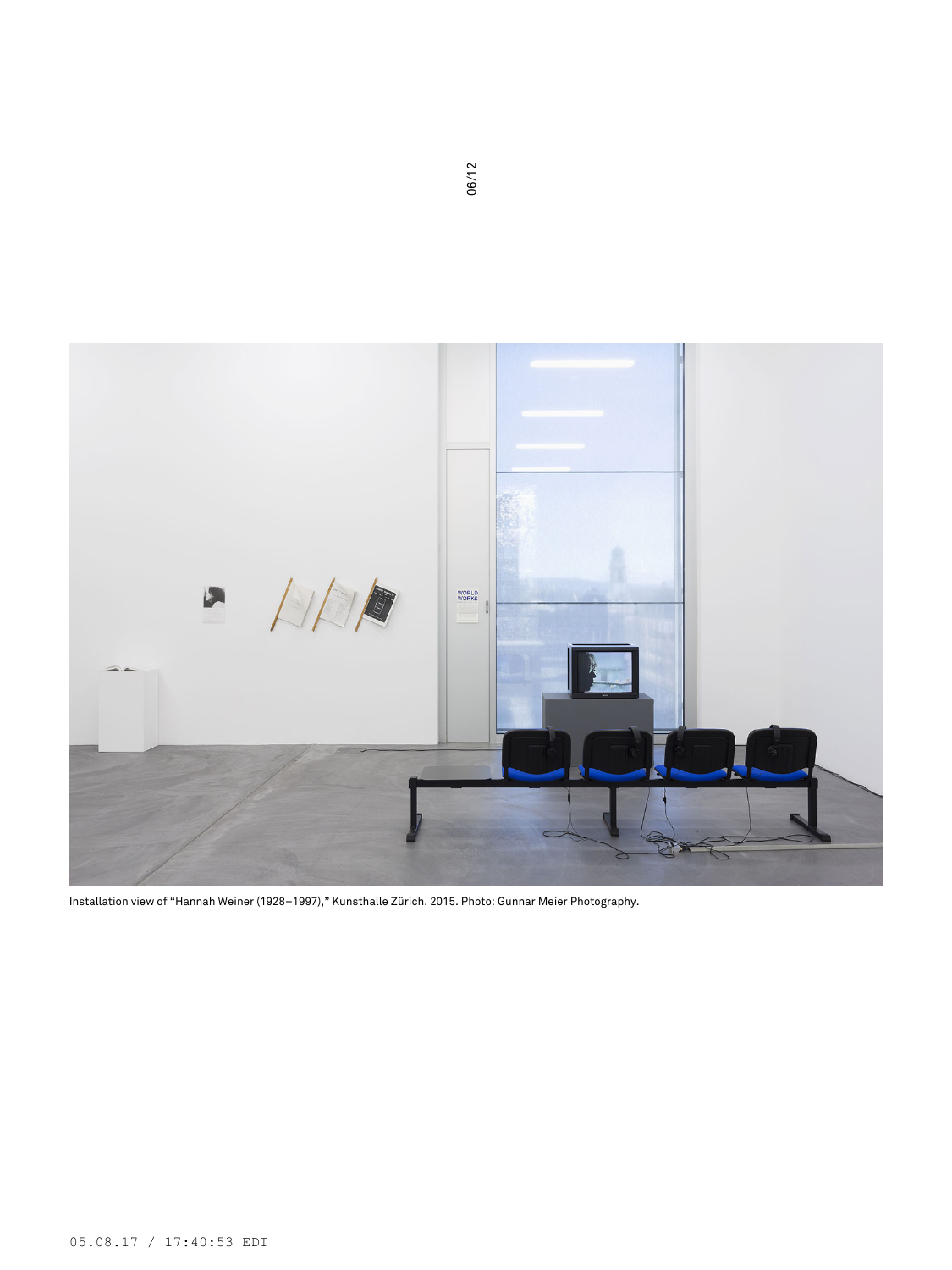Installation view of "Hannah Weiner (1928–1997)," Kunsthalle Zürich. 2015. Photo: Gunnar Meier Photography.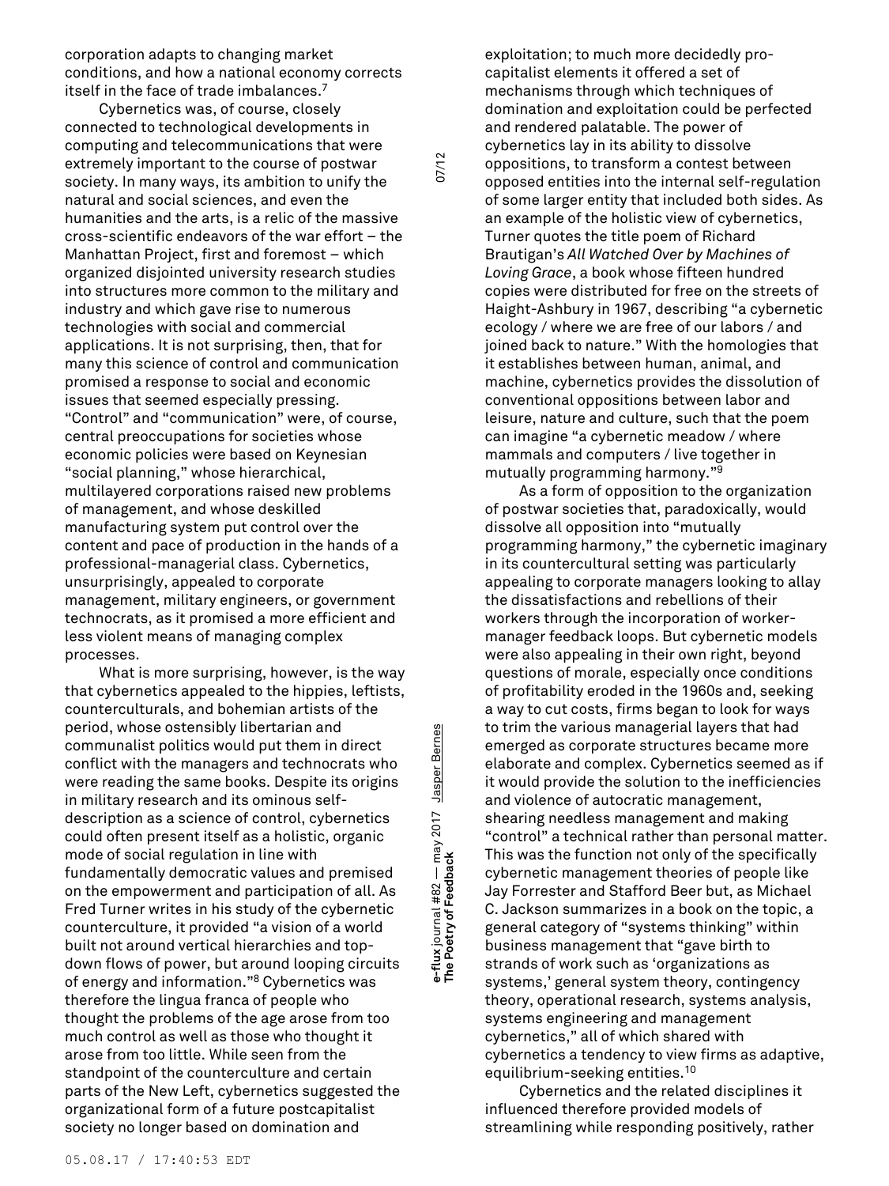corporation adapts to changing market conditions, and how a national economy corrects itself in the face of trade imbalances.[7]

Cybernetics was, of course, closely connected to technological developments in computing and telecommunications that were extremely important to the course of postwar society. In many ways, its ambition to unify the natural and social sciences, and even the humanities and the arts, is a relic of the massive cross-scientific endeavors of the war effort – the Manhattan Project, first and foremost – which organized disjointed university research studies into structures more common to the military and industry and which gave rise to numerous technologies with social and commercial applications. It is not surprising, then, that for many this science of control and communication promised a response to social and economic issues that seemed especially pressing. "Control" and "communication" were, of course, central preoccupations for societies whose economic policies were based on Keynesian "social planning," whose hierarchical, multilayered corporations raised new problems of management, and whose deskilled manufacturing system put control over the content and pace of production in the hands of a professional-managerial class. Cybernetics, unsurprisingly, appealed to corporate management, military engineers, or government technocrats, as it promised a more efficient and less violent means of managing complex processes.

What is more surprising, however, is the way that cybernetics appealed to the hippies, leftists, counterculturals, and bohemian artists of the period, whose ostensibly libertarian and communalist politics would put them in direct conflict with the managers and technocrats who were reading the same books. Despite its origins in military research and its ominous self-description as a science of control, cybernetics could often present itself as a holistic, organic mode of social regulation in line with fundamentally democratic values and premised on the empowerment and participation of all. As Fred Turner writes in his study of the cybernetic counterculture, it provided "a vision of a world built not around vertical hierarchies and top-down flows of power, but around looping circuits of energy and information."[8] Cybernetics was therefore the lingua franca of people who thought the problems of the age arose from too much control as well as those who thought it arose from too little. While seen from the standpoint of the counterculture and certain parts of the New Left, cybernetics suggested the organizational form of a future postcapitalist society no longer based on domination and exploitation; to much more decidedly pro-capitalist elements it offered a set of mechanisms through which techniques of domination and exploitation could be perfected and rendered palatable. The power of cybernetics lay in its ability to dissolve oppositions, to transform a contest between opposed entities into the internal self-regulation of some larger entity that included both sides. As an example of the holistic view of cybernetics, Turner quotes the title poem of Richard Brautigan's *All Watched Over by Machines of Loving Grace*, a book whose fifteen hundred copies were distributed for free on the streets of Haight-Ashbury in 1967, describing "a cybernetic ecology / where we are free of our labors / and joined back to nature." With the homologies that it establishes between human, animal, and machine, cybernetics provides the dissolution of conventional oppositions between labor and leisure, nature and culture, such that the poem can imagine "a cybernetic meadow / where mammals and computers / live together in mutually programming harmony."[9]

As a form of opposition to the organization of postwar societies that, paradoxically, would dissolve all opposition into "mutually programming harmony," the cybernetic imaginary in its countercultural setting was particularly appealing to corporate managers looking to allay the dissatisfactions and rebellions of their workers through the incorporation of worker-manager feedback loops. But cybernetic models were also appealing in their own right, beyond questions of morale, especially once conditions of profitability eroded in the 1960s and, seeking a way to cut costs, firms began to look for ways to trim the various managerial layers that had emerged as corporate structures became more elaborate and complex. Cybernetics seemed as if it would provide the solution to the inefficiencies and violence of autocratic management, shearing needless management and making "control" a technical rather than personal matter. This was the function not only of the specifically cybernetic management theories of people like Jay Forrester and Stafford Beer but, as Michael C. Jackson summarizes in a book on the topic, a general category of "systems thinking" within business management that "gave birth to strands of work such as 'organizations as systems,' general system theory, contingency theory, operational research, systems analysis, systems engineering and management cybernetics," all of which shared with cybernetics a tendency to view firms as adaptive, equilibrium-seeking entities.[10]

Cybernetics and the related disciplines it influenced therefore provided models of streamlining while responding positively, rather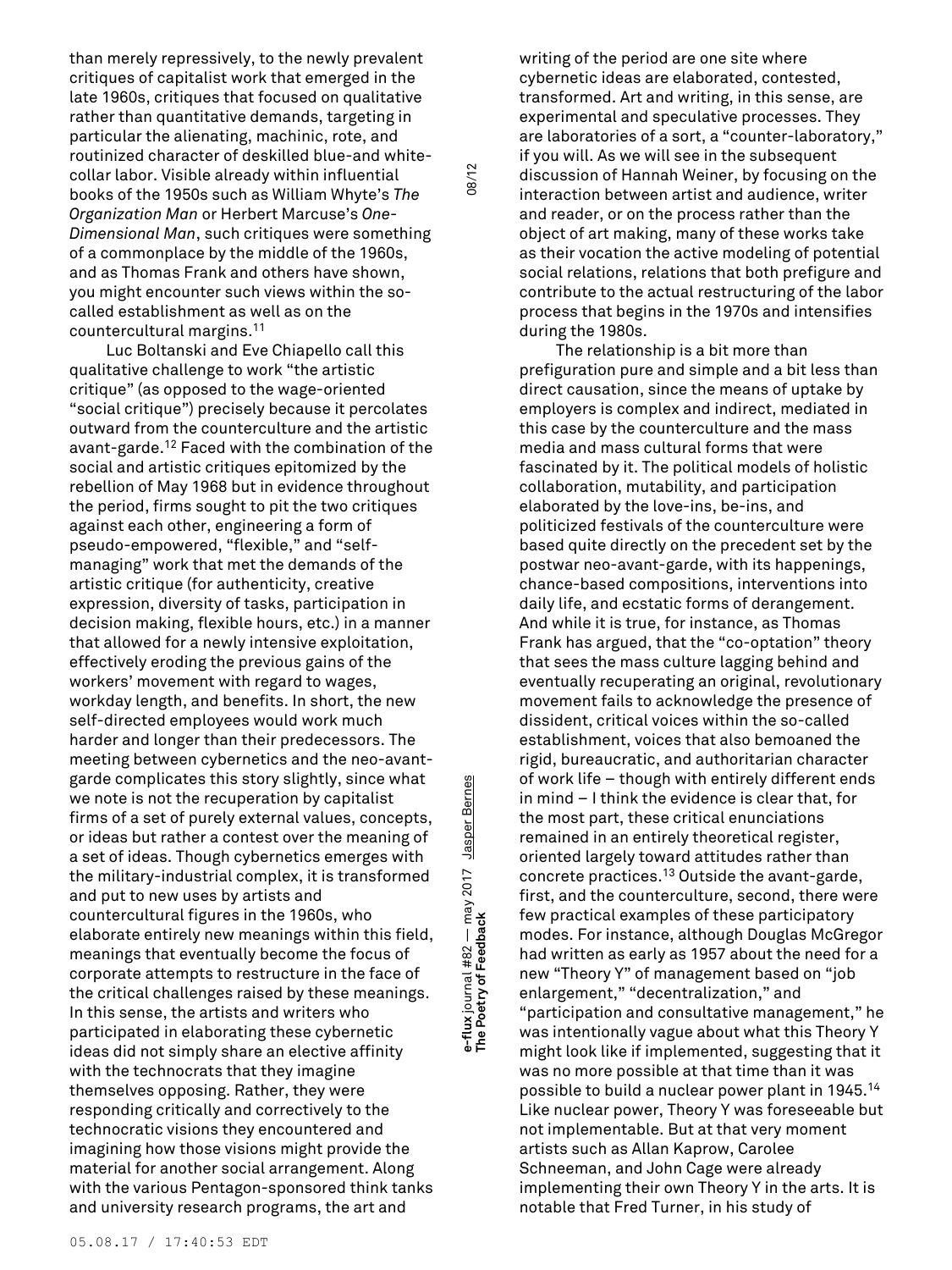than merely repressively, to the newly prevalent critiques of capitalist work that emerged in the late 1960s, critiques that focused on qualitative rather than quantitative demands, targeting in particular the alienating, machinic, rote, and routinized character of deskilled blue-and white-collar labor. Visible already within influential books of the 1950s such as William Whyte's *The Organization Man* or Herbert Marcuse's *One-Dimensional Man*, such critiques were something of a commonplace by the middle of the 1960s, and as Thomas Frank and others have shown, you might encounter such views within the so-called establishment as well as on the countercultural margins.[11]

Luc Boltanski and Eve Chiapello call this qualitative challenge to work "the artistic critique" (as opposed to the wage-oriented "social critique") precisely because it percolates outward from the counterculture and the artistic avant-garde.[12] Faced with the combination of the social and artistic critiques epitomized by the rebellion of May 1968 but in evidence throughout the period, firms sought to pit the two critiques against each other, engineering a form of pseudo-empowered, "flexible," and "self-managing" work that met the demands of the artistic critique (for authenticity, creative expression, diversity of tasks, participation in decision making, flexible hours, etc.) in a manner that allowed for a newly intensive exploitation, effectively eroding the previous gains of the workers' movement with regard to wages, workday length, and benefits. In short, the new self-directed employees would work much harder and longer than their predecessors. The meeting between cybernetics and the neo-avant-garde complicates this story slightly, since what we note is not the recuperation by capitalist firms of a set of purely external values, concepts, or ideas but rather a contest over the meaning of a set of ideas. Though cybernetics emerges with the military-industrial complex, it is transformed and put to new uses by artists and countercultural figures in the 1960s, who elaborate entirely new meanings within this field, meanings that eventually become the focus of corporate attempts to restructure in the face of the critical challenges raised by these meanings. In this sense, the artists and writers who participated in elaborating these cybernetic ideas did not simply share an elective affinity with the technocrats that they imagine themselves opposing. Rather, they were responding critically and correctively to the technocratic visions they encountered and imagining how those visions might provide the material for another social arrangement. Along with the various Pentagon-sponsored think tanks and university research programs, the art and writing of the period are one site where cybernetic ideas are elaborated, contested, transformed. Art and writing, in this sense, are experimental and speculative processes. They are laboratories of a sort, a "counter-laboratory," if you will. As we will see in the subsequent discussion of Hannah Weiner, by focusing on the interaction between artist and audience, writer and reader, or on the process rather than the object of art making, many of these works take as their vocation the active modeling of potential social relations, relations that both prefigure and contribute to the actual restructuring of the labor process that begins in the 1970s and intensifies during the 1980s.

The relationship is a bit more than prefiguration pure and simple and a bit less than direct causation, since the means of uptake by employers is complex and indirect, mediated in this case by the counterculture and the mass media and mass cultural forms that were fascinated by it. The political models of holistic collaboration, mutability, and participation elaborated by the love-ins, be-ins, and politicized festivals of the counterculture were based quite directly on the precedent set by the postwar neo-avant-garde, with its happenings, chance-based compositions, interventions into daily life, and ecstatic forms of derangement. And while it is true, for instance, as Thomas Frank has argued, that the "co-optation" theory that sees the mass culture lagging behind and eventually recuperating an original, revolutionary movement fails to acknowledge the presence of dissident, critical voices within the so-called establishment, voices that also bemoaned the rigid, bureaucratic, and authoritarian character of work life – though with entirely different ends in mind – I think the evidence is clear that, for the most part, these critical enunciations remained in an entirely theoretical register, oriented largely toward attitudes rather than concrete practices.[13] Outside the avant-garde, first, and the counterculture, second, there were few practical examples of these participatory modes. For instance, although Douglas McGregor had written as early as 1957 about the need for a new "Theory Y" of management based on "job enlargement," "decentralization," and "participation and consultative management," he was intentionally vague about what this Theory Y might look like if implemented, suggesting that it was no more possible at that time than it was possible to build a nuclear power plant in 1945.[14] Like nuclear power, Theory Y was foreseeable but not implementable. But at that very moment artists such as Allan Kaprow, Carolee Schneeman, and John Cage were already implementing their own Theory Y in the arts. It is notable that Fred Turner, in his study of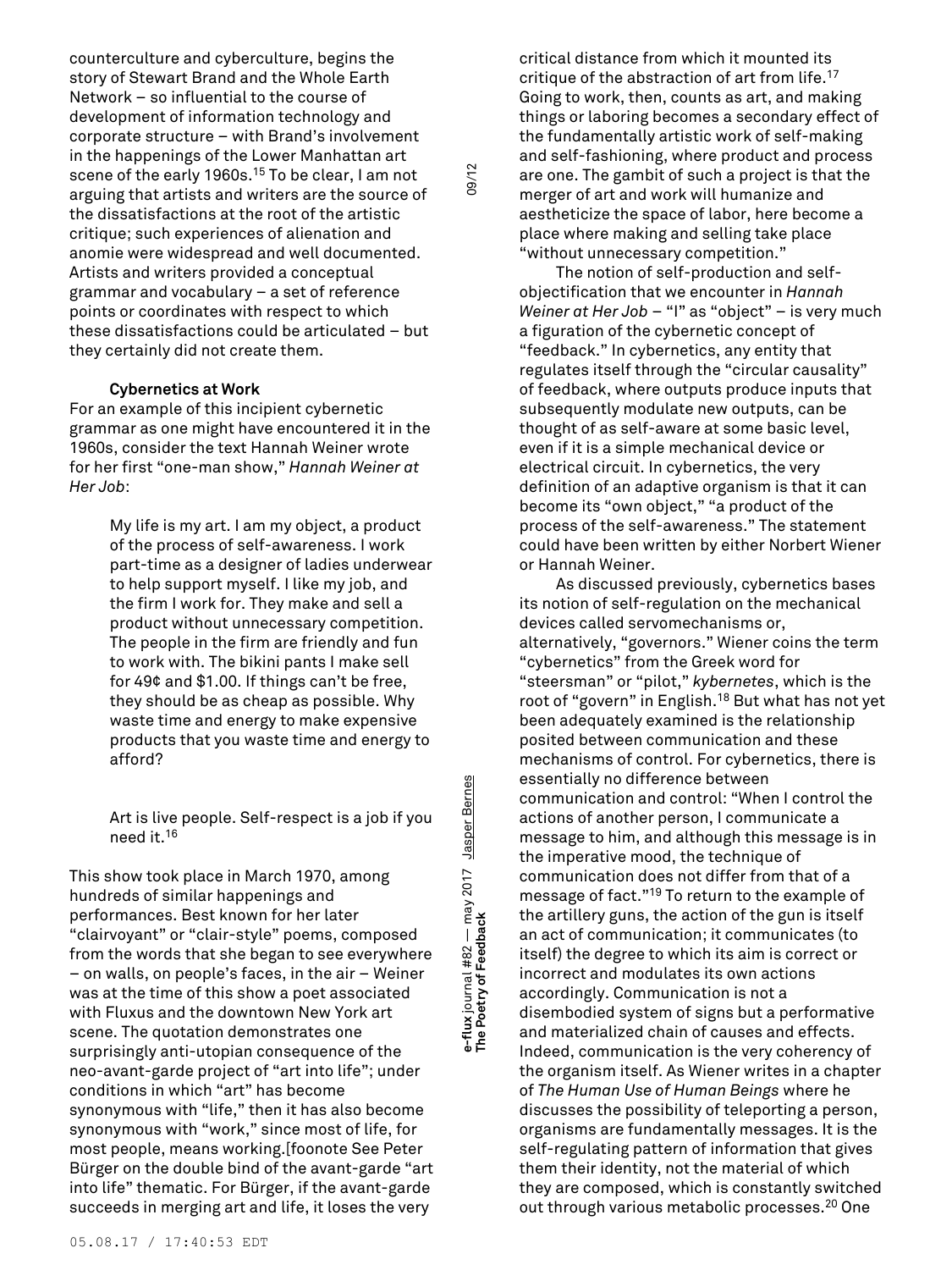counterculture and cyberculture, begins the story of Stewart Brand and the Whole Earth Network – so influential to the course of development of information technology and corporate structure – with Brand's involvement in the happenings of the Lower Manhattan art scene of the early 1960s.[15] To be clear, I am not arguing that artists and writers are the source of the dissatisfactions at the root of the artistic critique; such experiences of alienation and anomie were widespread and well documented. Artists and writers provided a conceptual grammar and vocabulary – a set of reference points or coordinates with respect to which these dissatisfactions could be articulated – but they certainly did not create them.

**Cybernetics at Work**

For an example of this incipient cybernetic grammar as one might have encountered it in the 1960s, consider the text Hannah Weiner wrote for her first "one-man show," *Hannah Weiner at Her Job*:

> My life is my art. I am my object, a product of the process of self-awareness. I work part-time as a designer of ladies underwear to help support myself. I like my job, and the firm I work for. They make and sell a product without unnecessary competition. The people in the firm are friendly and fun to work with. The bikini pants I make sell for 49¢ and $1.00. If things can't be free, they should be as cheap as possible. Why waste time and energy to make expensive products that you waste time and energy to afford?
>
> Art is live people. Self-respect is a job if you need it.[16]

This show took place in March 1970, among hundreds of similar happenings and performances. Best known for her later "clairvoyant" or "clair-style" poems, composed from the words that she began to see everywhere – on walls, on people's faces, in the air – Weiner was at the time of this show a poet associated with Fluxus and the downtown New York art scene. The quotation demonstrates one surprisingly anti-utopian consequence of the neo-avant-garde project of "art into life"; under conditions in which "art" has become synonymous with "life," then it has also become synonymous with "work," since most of life, for most people, means working.[foonote See Peter Bürger on the double bind of the avant-garde "art into life" thematic. For Bürger, if the avant-garde succeeds in merging art and life, it loses the very critical distance from which it mounted its critique of the abstraction of art from life.[17] Going to work, then, counts as art, and making things or laboring becomes a secondary effect of the fundamentally artistic work of self-making and self-fashioning, where product and process are one. The gambit of such a project is that the merger of art and work will humanize and aestheticize the space of labor, here become a place where making and selling take place "without unnecessary competition."

The notion of self-production and self-objectification that we encounter in *Hannah Weiner at Her Job* – "I" as "object" – is very much a figuration of the cybernetic concept of "feedback." In cybernetics, any entity that regulates itself through the "circular causality" of feedback, where outputs produce inputs that subsequently modulate new outputs, can be thought of as self-aware at some basic level, even if it is a simple mechanical device or electrical circuit. In cybernetics, the very definition of an adaptive organism is that it can become its "own object," "a product of the process of the self-awareness." The statement could have been written by either Norbert Wiener or Hannah Weiner.

As discussed previously, cybernetics bases its notion of self-regulation on the mechanical devices called servomechanisms or, alternatively, "governors." Wiener coins the term "cybernetics" from the Greek word for "steersman" or "pilot," *kybernetes*, which is the root of "govern" in English.[18] But what has not yet been adequately examined is the relationship posited between communication and these mechanisms of control. For cybernetics, there is essentially no difference between communication and control: "When I control the actions of another person, I communicate a message to him, and although this message is in the imperative mood, the technique of communication does not differ from that of a message of fact."[19] To return to the example of the artillery guns, the action of the gun is itself an act of communication; it communicates (to itself) the degree to which its aim is correct or incorrect and modulates its own actions accordingly. Communication is not a disembodied system of signs but a performative and materialized chain of causes and effects. Indeed, communication is the very coherency of the organism itself. As Wiener writes in a chapter of *The Human Use of Human Beings* where he discusses the possibility of teleporting a person, organisms are fundamentally messages. It is the self-regulating pattern of information that gives them their identity, not the material of which they are composed, which is constantly switched out through various metabolic processes.[20] One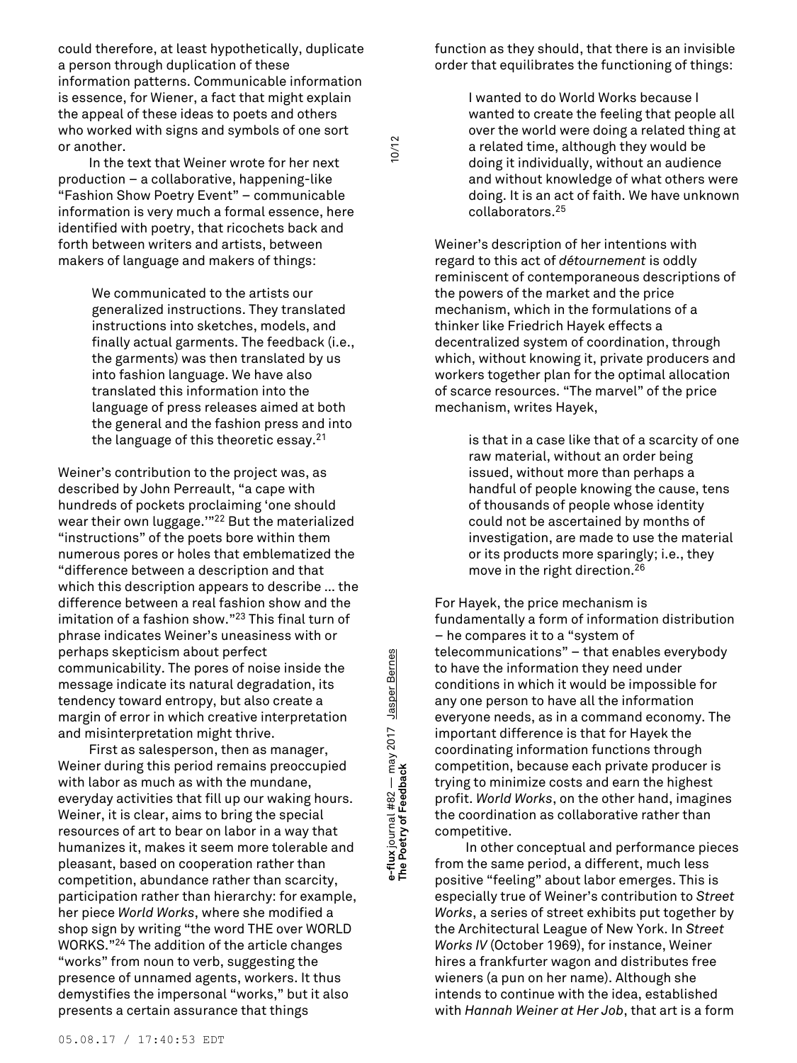could therefore, at least hypothetically, duplicate a person through duplication of these information patterns. Communicable information is essence, for Wiener, a fact that might explain the appeal of these ideas to poets and others who worked with signs and symbols of one sort or another.

In the text that Weiner wrote for her next production – a collaborative, happening-like "Fashion Show Poetry Event" – communicable information is very much a formal essence, here identified with poetry, that ricochets back and forth between writers and artists, between makers of language and makers of things:

> We communicated to the artists our generalized instructions. They translated instructions into sketches, models, and finally actual garments. The feedback (i.e., the garments) was then translated by us into fashion language. We have also translated this information into the language of press releases aimed at both the general and the fashion press and into the language of this theoretic essay.[21]

Weiner's contribution to the project was, as described by John Perreault, "a cape with hundreds of pockets proclaiming 'one should wear their own luggage.'"[22] But the materialized "instructions" of the poets bore within them numerous pores or holes that emblematized the "difference between a description and that which this description appears to describe … the difference between a real fashion show and the imitation of a fashion show."[23] This final turn of phrase indicates Weiner's uneasiness with or perhaps skepticism about perfect communicability. The pores of noise inside the message indicate its natural degradation, its tendency toward entropy, but also create a margin of error in which creative interpretation and misinterpretation might thrive.

First as salesperson, then as manager, Weiner during this period remains preoccupied with labor as much as with the mundane, everyday activities that fill up our waking hours. Weiner, it is clear, aims to bring the special resources of art to bear on labor in a way that humanizes it, makes it seem more tolerable and pleasant, based on cooperation rather than competition, abundance rather than scarcity, participation rather than hierarchy: for example, her piece *World Works*, where she modified a shop sign by writing "the word THE over WORLD WORKS."[24] The addition of the article changes "works" from noun to verb, suggesting the presence of unnamed agents, workers. It thus demystifies the impersonal "works," but it also presents a certain assurance that things function as they should, that there is an invisible order that equilibrates the functioning of things:

> I wanted to do World Works because I wanted to create the feeling that people all over the world were doing a related thing at a related time, although they would be doing it individually, without an audience and without knowledge of what others were doing. It is an act of faith. We have unknown collaborators.[25]

Weiner's description of her intentions with regard to this act of *détournement* is oddly reminiscent of contemporaneous descriptions of the powers of the market and the price mechanism, which in the formulations of a thinker like Friedrich Hayek effects a decentralized system of coordination, through which, without knowing it, private producers and workers together plan for the optimal allocation of scarce resources. "The marvel" of the price mechanism, writes Hayek,

> is that in a case like that of a scarcity of one raw material, without an order being issued, without more than perhaps a handful of people knowing the cause, tens of thousands of people whose identity could not be ascertained by months of investigation, are made to use the material or its products more sparingly; i.e., they move in the right direction.[26]

For Hayek, the price mechanism is fundamentally a form of information distribution – he compares it to a "system of telecommunications" – that enables everybody to have the information they need under conditions in which it would be impossible for any one person to have all the information everyone needs, as in a command economy. The important difference is that for Hayek the coordinating information functions through competition, because each private producer is trying to minimize costs and earn the highest profit. *World Works*, on the other hand, imagines the coordination as collaborative rather than competitive.

In other conceptual and performance pieces from the same period, a different, much less positive "feeling" about labor emerges. This is especially true of Weiner's contribution to *Street Works*, a series of street exhibits put together by the Architectural League of New York. In *Street Works IV* (October 1969), for instance, Weiner hires a frankfurter wagon and distributes free wieners (a pun on her name). Although she intends to continue with the idea, established with *Hannah Weiner at Her Job*, that art is a form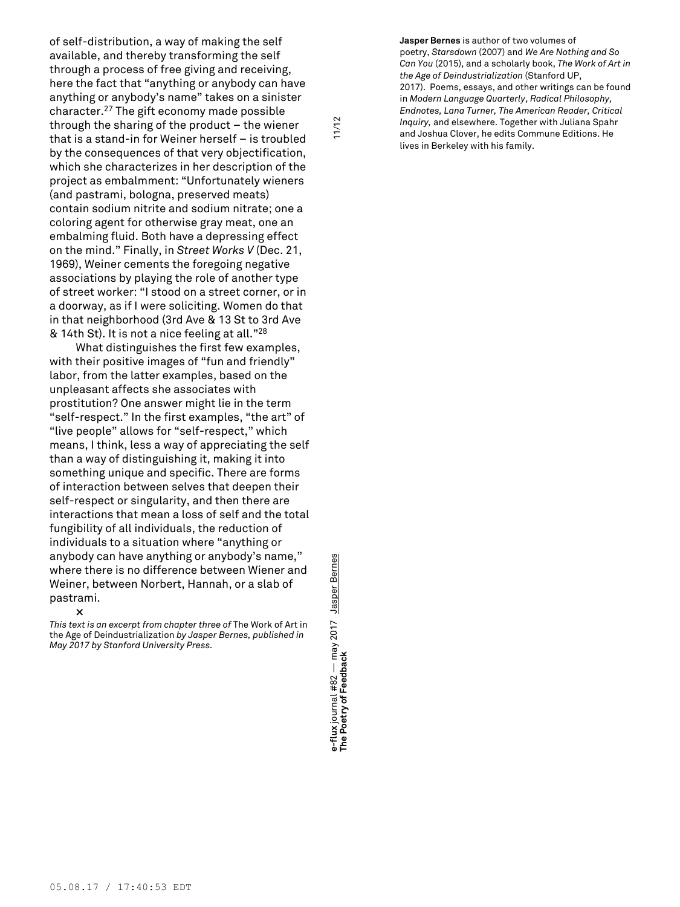of self-distribution, a way of making the self available, and thereby transforming the self through a process of free giving and receiving, here the fact that "anything or anybody can have anything or anybody's name" takes on a sinister character.[27] The gift economy made possible through the sharing of the product – the wiener that is a stand-in for Weiner herself – is troubled by the consequences of that very objectification, which she characterizes in her description of the project as embalmment: "Unfortunately wieners (and pastrami, bologna, preserved meats) contain sodium nitrite and sodium nitrate; one a coloring agent for otherwise gray meat, one an embalming fluid. Both have a depressing effect on the mind." Finally, in *Street Works V* (Dec. 21, 1969), Weiner cements the foregoing negative associations by playing the role of another type of street worker: "I stood on a street corner, or in a doorway, as if I were soliciting. Women do that in that neighborhood (3rd Ave & 13 St to 3rd Ave & 14th St). It is not a nice feeling at all."[28]

What distinguishes the first few examples, with their positive images of "fun and friendly" labor, from the latter examples, based on the unpleasant affects she associates with prostitution? One answer might lie in the term "self-respect." In the first examples, "the art" of "live people" allows for "self-respect," which means, I think, less a way of appreciating the self than a way of distinguishing it, making it into something unique and specific. There are forms of interaction between selves that deepen their self-respect or singularity, and then there are interactions that mean a loss of self and the total fungibility of all individuals, the reduction of individuals to a situation where "anything or anybody can have anything or anybody's name," where there is no difference between Wiener and Weiner, between Norbert, Hannah, or a slab of pastrami.

**×**

*This text is an excerpt from chapter three of* The Work of Art in the Age of Deindustrialization *by Jasper Bernes, published in May 2017 by Stanford University Press.*

**Jasper Bernes** is author of two volumes of poetry, *Starsdown* (2007) and *We Are Nothing and So Can You* (2015), and a scholarly book, *The Work of Art in the Age of Deindustrialization* (Stanford UP, 2017). Poems, essays, and other writings can be found in *Modern Language Quarterly*, *Radical Philosophy, Endnotes, Lana Turner, The American Reader, Critical Inquiry,* and elsewhere. Together with Juliana Spahr and Joshua Clover, he edits Commune Editions. He lives in Berkeley with his family.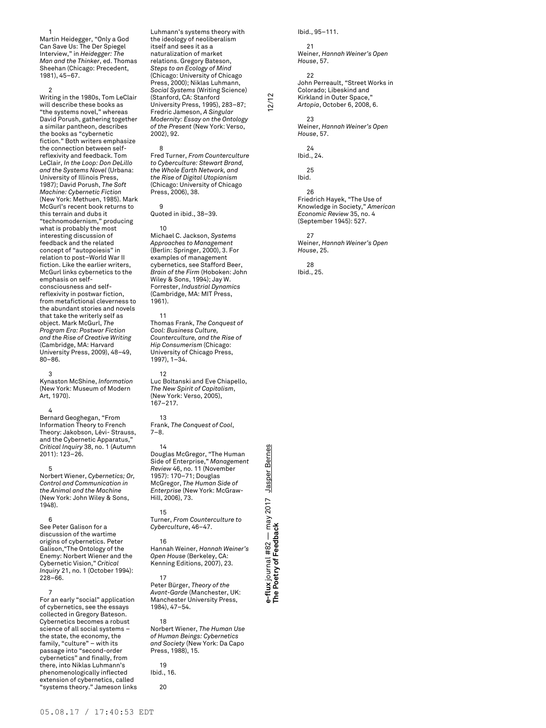1
Martin Heidegger, "Only a God Can Save Us: The Der Spiegel Interview," in *Heidegger: The Man and the Thinker*, ed. Thomas Sheehan (Chicago: Precedent, 1981), 45–67.

2
Writing in the 1980s, Tom LeClair will describe these books as "the systems novel," whereas David Porush, gathering together a similar pantheon, describes the books as "cybernetic fiction." Both writers emphasize the connection between self-reflexivity and feedback. Tom LeClair, *In the Loop: Don DeLillo and the Systems Novel* (Urbana: University of Illinois Press, 1987); David Porush, *The Soft Machine: Cybernetic Fiction* (New York: Methuen, 1985). Mark McGurl's recent book returns to this terrain and dubs it "technomodernism," producing what is probably the most interesting discussion of feedback and the related concept of "autopoiesis" in relation to post–World War II fiction. Like the earlier writers, McGurl links cybernetics to the emphasis on self-consciousness and self-reflexivity in postwar fiction, from metafictional cleverness to the abundant stories and novels that take the writerly self as object. Mark McGurl, *The Program Era: Postwar Fiction and the Rise of Creative Writing* (Cambridge, MA: Harvard University Press, 2009), 48–49, 80–86.

3
Kynaston McShine, *Information* (New York: Museum of Modern Art, 1970).

4
Bernard Geoghegan, "From Information Theory to French Theory: Jakobson, Lévi- Strauss, and the Cybernetic Apparatus," *Critical Inquiry* 38, no. 1 (Autumn 2011): 123–26.

5
Norbert Wiener, *Cybernetics; Or, Control and Communication in the Animal and the Machine* (New York: John Wiley & Sons, 1948).

6
See Peter Galison for a discussion of the wartime origins of cybernetics. Peter Galison,"The Ontology of the Enemy: Norbert Wiener and the Cybernetic Vision," *Critical Inquiry* 21, no. 1 (October 1994): 228–66.

7
For an early "social" application of cybernetics, see the essays collected in Gregory Bateson. Cybernetics becomes a robust science of all social systems – the state, the economy, the family, "culture" – with its passage into "second-order cybernetics" and finally, from there, into Niklas Luhmann's phenomenologically inflected extension of cybernetics, called "systems theory." Jameson links Luhmann's systems theory with the ideology of neoliberalism itself and sees it as a naturalization of market relations. Gregory Bateson, *Steps to an Ecology of Mind* (Chicago: University of Chicago Press, 2000); Niklas Luhmann, *Social Systems* (Writing Science) (Stanford, CA: Stanford University Press, 1995), 283–87; Fredric Jameson, *A Singular Modernity: Essay on the Ontology of the Present* (New York: Verso, 2002), 92.

8
Fred Turner, *From Counterculture to Cyberculture: Stewart Brand, the Whole Earth Network, and the Rise of Digital Utopianism* (Chicago: University of Chicago Press, 2006), 38.

9
Quoted in ibid., 38–39.

10
Michael C. Jackson, *Systems Approaches to Management* (Berlin: Springer, 2000), 3. For examples of management cybernetics, see Stafford Beer, *Brain of the Firm* (Hoboken: John Wiley & Sons, 1994); Jay W. Forrester, *Industrial Dynamics* (Cambridge, MA: MIT Press, 1961).

11
Thomas Frank, *The Conquest of Cool: Business Culture, Counterculture, and the Rise of Hip Consumerism* (Chicago: University of Chicago Press, 1997), 1–34.

12
Luc Boltanski and Eve Chiapello, *The New Spirit of Capitalism*, (New York: Verso, 2005), 167–217.

13
Frank, *The Conquest of Cool*, 7–8.

14
Douglas McGregor, "The Human Side of Enterprise," *Management Review* 46, no. 11 (November 1957): 170–71; Douglas McGregor, *The Human Side of Enterprise* (New York: McGraw-Hill, 2006), 73.

15
Turner, *From Counterculture to Cyberculture*, 46–47.

16
Hannah Weiner, *Hannah Weiner's Open House* (Berkeley, CA: Kenning Editions, 2007), 23.

17
Peter Bürger, *Theory of the Avant-Garde* (Manchester, UK: Manchester University Press, 1984), 47–54.

18
Norbert Wiener, *The Human Use of Human Beings: Cybernetics and Society* (New York: Da Capo Press, 1988), 15.

19
Ibid., 16.

20
Ibid., 95–111.

21
Weiner, *Hannah Weiner's Open House*, 57.

22
John Perreault, "Street Works in Colorado; Libeskind and Kirkland in Outer Space," *Artopia*, October 6, 2008, 6.

23
Weiner, *Hannah Weiner's Open House*, 57.

24
Ibid., 24.

25
Ibid.

26
Friedrich Hayek, "The Use of Knowledge in Society," *American Economic Review* 35, no. 4 (September 1945): 527.

27
Weiner, *Hannah Weiner's Open House*, 25.

28
Ibid., 25.